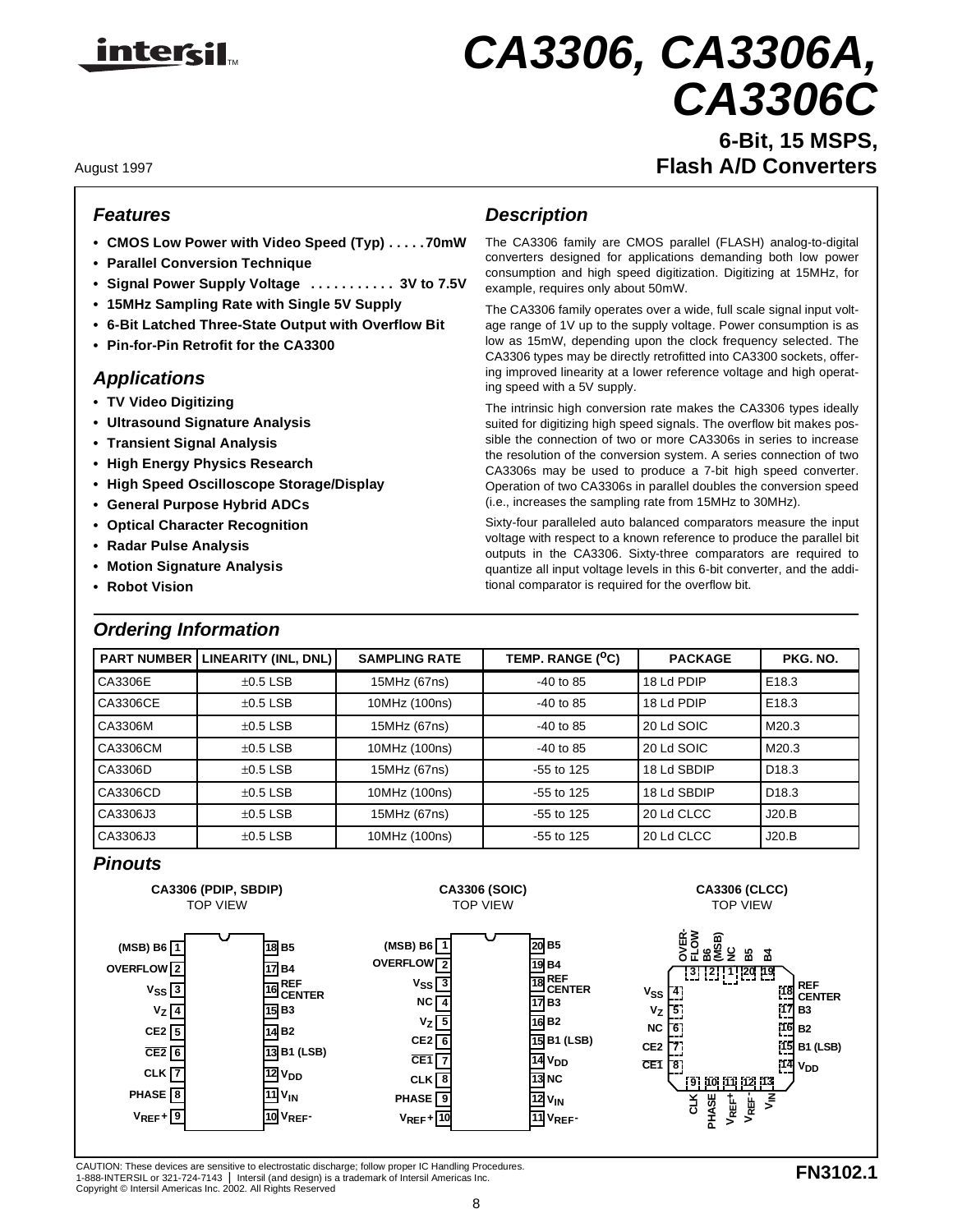# CA3306, CA3306A, CA3306C

## 6-Bit, 15 MSPS, Flash A/D Converters

August 1997

### Features

- **CMOS Low Power with Video Speed (Typ) . . . . .70mW**
- **Parallel Conversion Technique**
- **Signal Power Supply Voltage . . . . . . . . . . . 3V to 7.5V**
- **15MHz Sampling Rate with Single 5V Supply**
- **6-Bit Latched Three-State Output with Overflow Bit**
- **Pin-for-Pin Retrofit for the CA3300**

### Applications

- **TV Video Digitizing**
- **Ultrasound Signature Analysis**
- **Transient Signal Analysis**
- **High Energy Physics Research**
- **High Speed Oscilloscope Storage/Display**
- **General Purpose Hybrid ADCs**
- **Optical Character Recognition**
- **Radar Pulse Analysis**
- **Motion Signature Analysis**
- **Robot Vision**

### Description

The CA3306 family are CMOS parallel (FLASH) analog-to-digital converters designed for applications demanding both low power consumption and high speed digitization. Digitizing at 15MHz, for example, requires only about 50mW.

The CA3306 family operates over a wide, full scale signal input voltage range of 1V up to the supply voltage. Power consumption is as low as 15mW, depending upon the clock frequency selected. The CA3306 types may be directly retrofitted into CA3300 sockets, offering improved linearity at a lower reference voltage and high operating speed with a 5V supply.

The intrinsic high conversion rate makes the CA3306 types ideally suited for digitizing high speed signals. The overflow bit makes possible the connection of two or more CA3306s in series to increase the resolution of the conversion system. A series connection of two CA3306s may be used to produce a 7-bit high speed converter. Operation of two CA3306s in parallel doubles the conversion speed (i.e., increases the sampling rate from 15MHz to 30MHz).

Sixty-four paralleled auto balanced comparators measure the input voltage with respect to a known reference to produce the parallel bit outputs in the CA3306. Sixty-three comparators are required to quantize all input voltage levels in this 6-bit converter, and the additional comparator is required for the overflow bit.

### Ordering Information

| PART NUMBER | LINEARITY (INL, DNL) | SAMPLING RATE | TEMP. RANGE ($^{o}$C) | PACKAGE | PKG. NO. |
|---|---|---|---|---|---|
| CA3306E | ±0.5 LSB | 15MHz (67ns) | -40 to 85 | 18 Ld PDIP | E18.3 |
| CA3306CE | ±0.5 LSB | 10MHz (100ns) | -40 to 85 | 18 Ld PDIP | E18.3 |
| CA3306M | ±0.5 LSB | 15MHz (67ns) | -40 to 85 | 20 Ld SOIC | M20.3 |
| CA3306CM | ±0.5 LSB | 10MHz (100ns) | -40 to 85 | 20 Ld SOIC | M20.3 |
| CA3306D | ±0.5 LSB | 15MHz (67ns) | -55 to 125 | 18 Ld SBDIP | D18.3 |
| CA3306CD | ±0.5 LSB | 10MHz (100ns) | -55 to 125 | 18 Ld SBDIP | D18.3 |
| CA3306J3 | ±0.5 LSB | 15MHz (67ns) | -55 to 125 | 20 Ld CLCC | J20.B |
| CA3306J3 | ±0.5 LSB | 10MHz (100ns) | -55 to 125 | 20 Ld CLCC | J20.B |

### Pinouts

**CA3306 (PDIP, SBDIP)**
TOP VIEW

| Pin | Name | Pin | Name |
|---|---|---|---|
| 1 | (MSB) B6 | 18 | B5 |
| 2 | OVERFLOW | 17 | B4 |
| 3 | $V_{SS}$ | 16 | REF CENTER |
| 4 | $V_Z$ | 15 | B3 |
| 5 | CE2 | 14 | B2 |
| 6 | $\overline{CE2}$ | 13 | B1 (LSB) |
| 7 | CLK | 12 | $V_{DD}$ |
| 8 | PHASE | 11 | $V_{IN}$ |
| 9 | $V_{REF}$+ | 10 | $V_{REF}$- |

**CA3306 (SOIC)**
TOP VIEW

| Pin | Name | Pin | Name |
|---|---|---|---|
| 1 | (MSB) B6 | 20 | B5 |
| 2 | OVERFLOW | 19 | B4 |
| 3 | $V_{SS}$ | 18 | REF CENTER |
| 4 | NC | 17 | B3 |
| 5 | $V_Z$ | 16 | B2 |
| 6 | CE2 | 15 | B1 (LSB) |
| 7 | $\overline{CE1}$ | 14 | $V_{DD}$ |
| 8 | CLK | 13 | NC |
| 9 | PHASE | 12 | $V_{IN}$ |
| 10 | $V_{REF}$+ | 11 | $V_{REF}$- |

**CA3306 (CLCC)**
TOP VIEW

| Pin | Name |
|---|---|
| 1 | B6 (MSB) |
| 2 | OVERFLOW |
| 3 | NC |
| 4 | $V_{SS}$ |
| 5 | $V_Z$ |
| 6 | NC |
| 7 | CE2 |
| 8 | $\overline{CE1}$ |
| 9 | CLK |
| 10 | PHASE |
| 11 | $V_{REF}$+ |
| 12 | $V_{REF}$- |
| 13 | $V_{IN}$ |
| 14 | $V_{DD}$ |
| 15 | B1 (LSB) |
| 16 | B2 |
| 17 | B3 |
| 18 | REF CENTER |
| 19 | B4 |
| 20 | B5 |

CAUTION: These devices are sensitive to electrostatic discharge; follow proper IC Handling Procedures.
1-888-INTERSIL or 321-724-7143 | Intersil (and design) is a trademark of Intersil Americas Inc.
Copyright © Intersil Americas Inc. 2002. All Rights Reserved

FN3102.1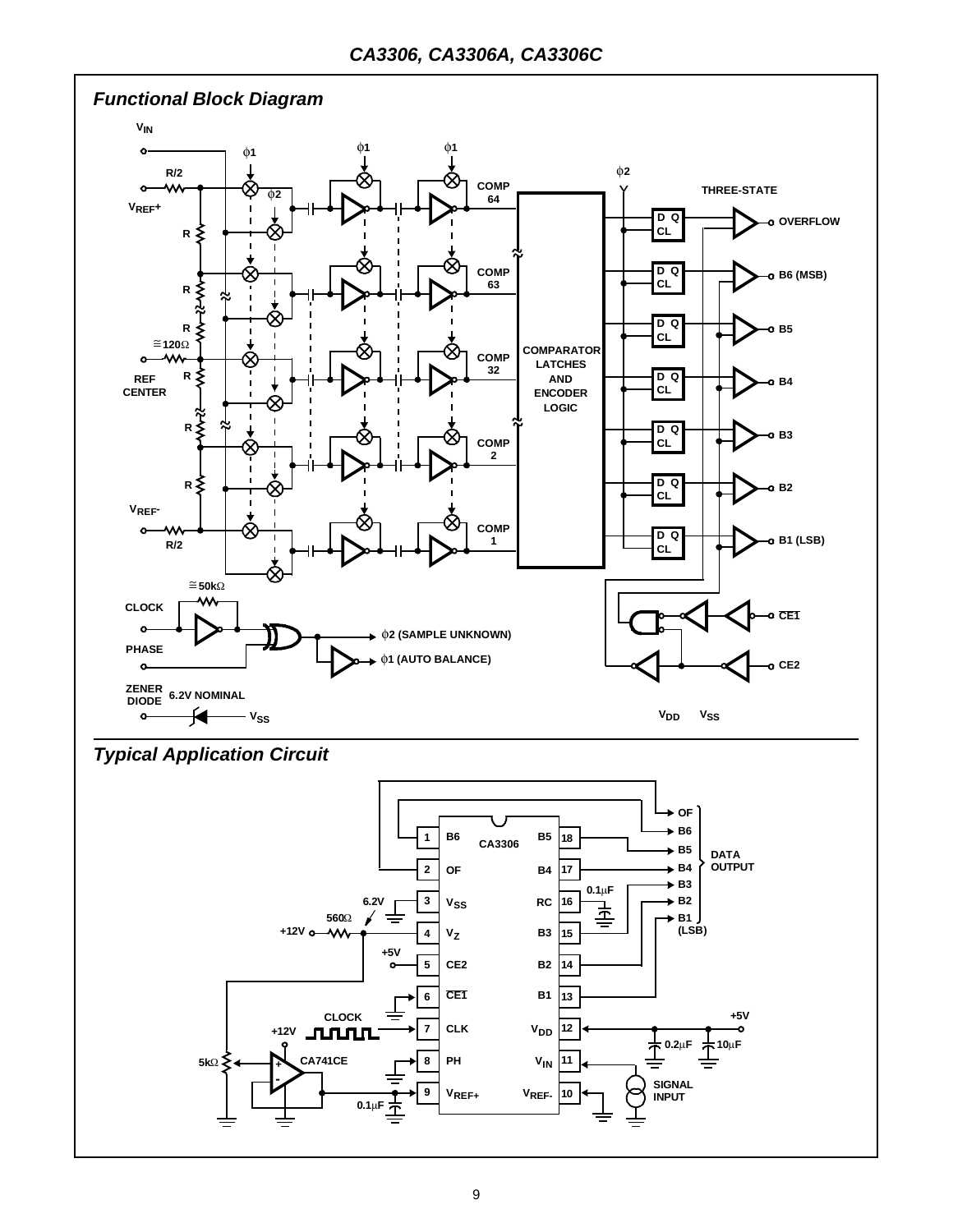## Functional Block Diagram

## Typical Application Circuit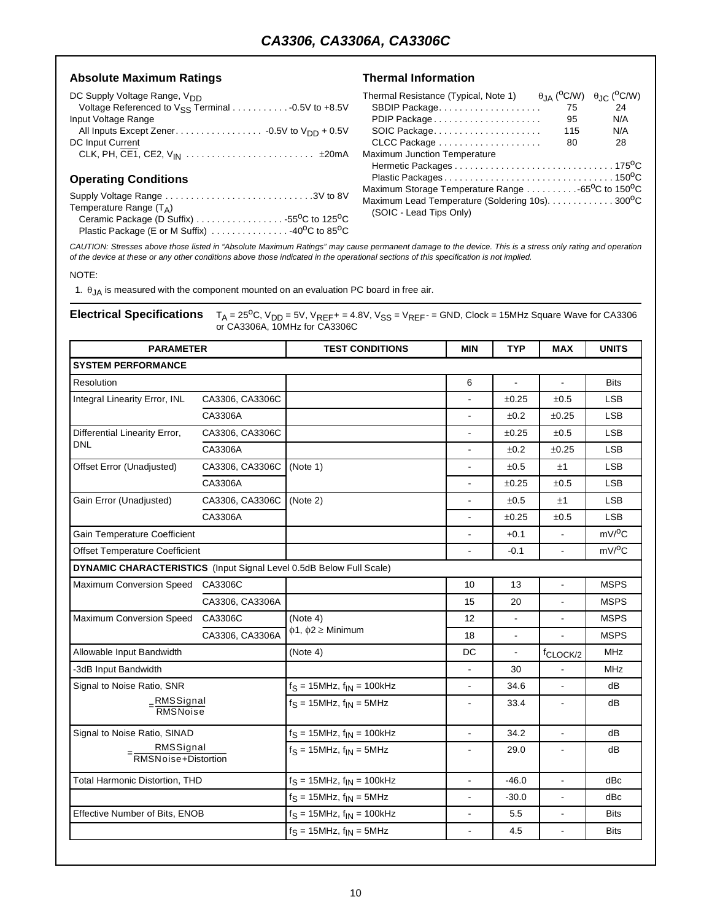## Absolute Maximum Ratings

DC Supply Voltage Range, $V_{DD}$
Voltage Referenced to $V_{SS}$ Terminal . . . . . . . . . . . -0.5V to +8.5V
Input Voltage Range
All Inputs Except Zener. . . . . . . . . . . . . . . . . -0.5V to $V_{DD}$ + 0.5V
DC Input Current
CLK, PH, $\overline{CE1}$, CE2, $V_{IN}$ . . . . . . . . . . . . . . . . . . . . . . . . ±20mA

## Operating Conditions

Supply Voltage Range . . . . . . . . . . . . . . . . . . . . . . . . . . . . .3V to 8V
Temperature Range ($T_A$)
Ceramic Package (D Suffix) . . . . . . . . . . . . . . . . . -55°C to 125°C
Plastic Package (E or M Suffix) . . . . . . . . . . . . . . . -40°C to 85°C

## Thermal Information

| Thermal Resistance (Typical, Note 1) | $\theta_{JA}$ (°C/W) | $\theta_{JC}$ (°C/W) |
|---|---|---|
| SBDIP Package | 75 | 24 |
| PDIP Package | 95 | N/A |
| SOIC Package | 115 | N/A |
| CLCC Package | 80 | 28 |

Maximum Junction Temperature
Hermetic Packages . . . . . . . . . . . . . . . . . . . . . . . . . . . . . . . 175°C
Plastic Packages . . . . . . . . . . . . . . . . . . . . . . . . . . . . . . . . . 150°C
Maximum Storage Temperature Range . . . . . . . . . .-65°C to 150°C
Maximum Lead Temperature (Soldering 10s). . . . . . . . . . . . . 300°C
(SOIC - Lead Tips Only)

*CAUTION: Stresses above those listed in "Absolute Maximum Ratings" may cause permanent damage to the device. This is a stress only rating and operation of the device at these or any other conditions above those indicated in the operational sections of this specification is not implied.*

NOTE:

1. $\theta_{JA}$ is measured with the component mounted on an evaluation PC board in free air.

**Electrical Specifications** $T_A$ = 25°C, $V_{DD}$ = 5V, $V_{REF}+$ = 4.8V, $V_{SS}$ = $V_{REF}-$ = GND, Clock = 15MHz Square Wave for CA3306 or CA3306A, 10MHz for CA3306C

| PARAMETER | | TEST CONDITIONS | MIN | TYP | MAX | UNITS |
|---|---|---|---|---|---|---|
| **SYSTEM PERFORMANCE** | | | | | | |
| Resolution | | | 6 | - | - | Bits |
| Integral Linearity Error, INL | CA3306, CA3306C | | - | ±0.25 | ±0.5 | LSB |
| | CA3306A | | - | ±0.2 | ±0.25 | LSB |
| Differential Linearity Error, DNL | CA3306, CA3306C | | - | ±0.25 | ±0.5 | LSB |
| | CA3306A | | - | ±0.2 | ±0.25 | LSB |
| Offset Error (Unadjusted) | CA3306, CA3306C | (Note 1) | - | ±0.5 | ±1 | LSB |
| | CA3306A | | - | ±0.25 | ±0.5 | LSB |
| Gain Error (Unadjusted) | CA3306, CA3306C | (Note 2) | - | ±0.5 | ±1 | LSB |
| | CA3306A | | - | ±0.25 | ±0.5 | LSB |
| Gain Temperature Coefficient | | | - | +0.1 | - | mV/°C |
| Offset Temperature Coefficient | | | - | -0.1 | - | mV/°C |
| **DYNAMIC CHARACTERISTICS** (Input Signal Level 0.5dB Below Full Scale) | | | | | | |
| Maximum Conversion Speed | CA3306C | | 10 | 13 | - | MSPS |
| | CA3306, CA3306A | | 15 | 20 | - | MSPS |
| Maximum Conversion Speed | CA3306C | (Note 4) $\phi1, \phi2 \geq$ Minimum | 12 | - | - | MSPS |
| | CA3306, CA3306A | | 18 | - | - | MSPS |
| Allowable Input Bandwidth | | (Note 4) | DC | - | $f_{CLOCK/2}$ | MHz |
| -3dB Input Bandwidth | | | - | 30 | - | MHz |
| Signal to Noise Ratio, SNR | | $f_S$ = 15MHz, $f_{IN}$ = 100kHz | - | 34.6 | - | dB |
| $= \frac{\text{RMS Signal}}{\text{RMS Noise}}$ | | $f_S$ = 15MHz, $f_{IN}$ = 5MHz | - | 33.4 | - | dB |
| Signal to Noise Ratio, SINAD | | $f_S$ = 15MHz, $f_{IN}$ = 100kHz | - | 34.2 | - | dB |
| $= \frac{\text{RMS Signal}}{\text{RMS Noise + Distortion}}$ | | $f_S$ = 15MHz, $f_{IN}$ = 5MHz | - | 29.0 | - | dB |
| Total Harmonic Distortion, THD | | $f_S$ = 15MHz, $f_{IN}$ = 100kHz | - | -46.0 | - | dBc |
| | | $f_S$ = 15MHz, $f_{IN}$ = 5MHz | - | -30.0 | - | dBc |
| Effective Number of Bits, ENOB | | $f_S$ = 15MHz, $f_{IN}$ = 100kHz | - | 5.5 | - | Bits |
| | | $f_S$ = 15MHz, $f_{IN}$ = 5MHz | - | 4.5 | - | Bits |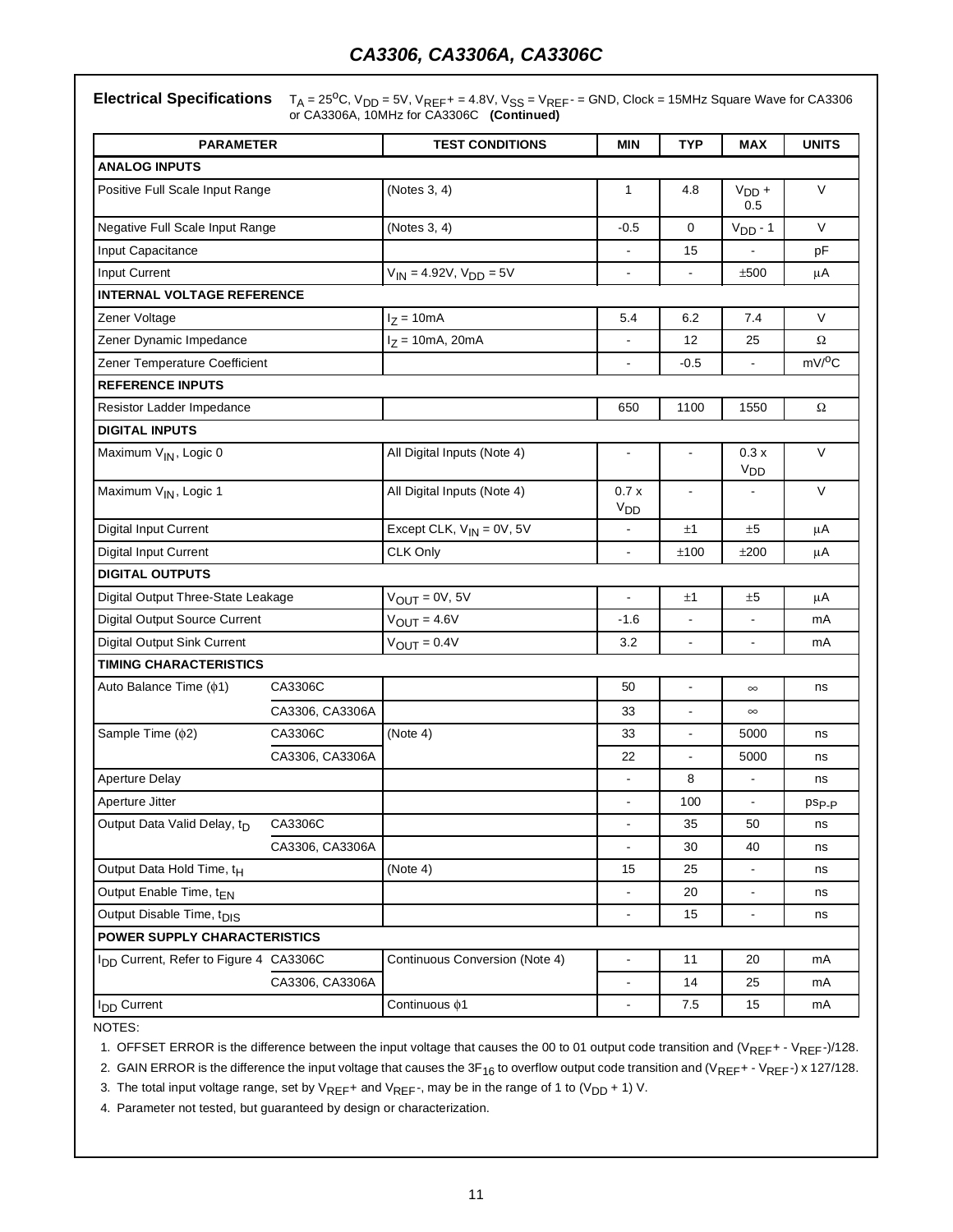**Electrical Specifications** $T_A = 25^oC$, $V_{DD}$ = 5V, $V_{REF}+$ = 4.8V, $V_{SS} = V_{REF}-$ = GND, Clock = 15MHz Square Wave for CA3306 or CA3306A, 10MHz for CA3306C **(Continued)**

| PARAMETER | | TEST CONDITIONS | MIN | TYP | MAX | UNITS |
|---|---|---|---|---|---|---|
| **ANALOG INPUTS** | | | | | | |
| Positive Full Scale Input Range | | (Notes 3, 4) | 1 | 4.8 | $V_{DD}$ + 0.5 | V |
| Negative Full Scale Input Range | | (Notes 3, 4) | -0.5 | 0 | $V_{DD}$ - 1 | V |
| Input Capacitance | | | - | 15 | - | pF |
| Input Current | | $V_{IN}$ = 4.92V, $V_{DD}$ = 5V | - | - | ±500 | μA |
| **INTERNAL VOLTAGE REFERENCE** | | | | | | |
| Zener Voltage | | $I_Z$ = 10mA | 5.4 | 6.2 | 7.4 | V |
| Zener Dynamic Impedance | | $I_Z$ = 10mA, 20mA | - | 12 | 25 | Ω |
| Zener Temperature Coefficient | | | - | -0.5 | - | mV/$^o$C |
| **REFERENCE INPUTS** | | | | | | |
| Resistor Ladder Impedance | | | 650 | 1100 | 1550 | Ω |
| **DIGITAL INPUTS** | | | | | | |
| Maximum $V_{IN}$, Logic 0 | | All Digital Inputs (Note 4) | - | - | 0.3 x $V_{DD}$ | V |
| Maximum $V_{IN}$, Logic 1 | | All Digital Inputs (Note 4) | 0.7 x $V_{DD}$ | - | - | V |
| Digital Input Current | | Except CLK, $V_{IN}$ = 0V, 5V | - | ±1 | ±5 | μA |
| Digital Input Current | | CLK Only | - | ±100 | ±200 | μA |
| **DIGITAL OUTPUTS** | | | | | | |
| Digital Output Three-State Leakage | | $V_{OUT}$ = 0V, 5V | - | ±1 | ±5 | μA |
| Digital Output Source Current | | $V_{OUT}$ = 4.6V | -1.6 | - | - | mA |
| Digital Output Sink Current | | $V_{OUT}$ = 0.4V | 3.2 | - | - | mA |
| **TIMING CHARACTERISTICS** | | | | | | |
| Auto Balance Time (ϕ1) | CA3306C | | 50 | - | ∞ | ns |
| | CA3306, CA3306A | | 33 | - | ∞ | |
| Sample Time (ϕ2) | CA3306C | (Note 4) | 33 | - | 5000 | ns |
| | CA3306, CA3306A | | 22 | - | 5000 | ns |
| Aperture Delay | | | - | 8 | - | ns |
| Aperture Jitter | | | - | 100 | - | $ps_{P-P}$ |
| Output Data Valid Delay, $t_D$ | CA3306C | | - | 35 | 50 | ns |
| | CA3306, CA3306A | | - | 30 | 40 | ns |
| Output Data Hold Time, $t_H$ | | (Note 4) | 15 | 25 | - | ns |
| Output Enable Time, $t_{EN}$ | | | - | 20 | - | ns |
| Output Disable Time, $t_{DIS}$ | | | - | 15 | - | ns |
| **POWER SUPPLY CHARACTERISTICS** | | | | | | |
| $I_{DD}$ Current, Refer to Figure 4 | CA3306C | Continuous Conversion (Note 4) | - | 11 | 20 | mA |
| | CA3306, CA3306A | | - | 14 | 25 | mA |
| $I_{DD}$ Current | | Continuous ϕ1 | - | 7.5 | 15 | mA |

NOTES:

1. OFFSET ERROR is the difference between the input voltage that causes the 00 to 01 output code transition and ($V_{REF}+$ - $V_{REF}-$)/128.
2. GAIN ERROR is the difference the input voltage that causes the $3F_{16}$ to overflow output code transition and ($V_{REF}+$ - $V_{REF}-$) x 127/128.
3. The total input voltage range, set by $V_{REF}+$ and $V_{REF}-$, may be in the range of 1 to ($V_{DD}$ + 1) V.
4. Parameter not tested, but guaranteed by design or characterization.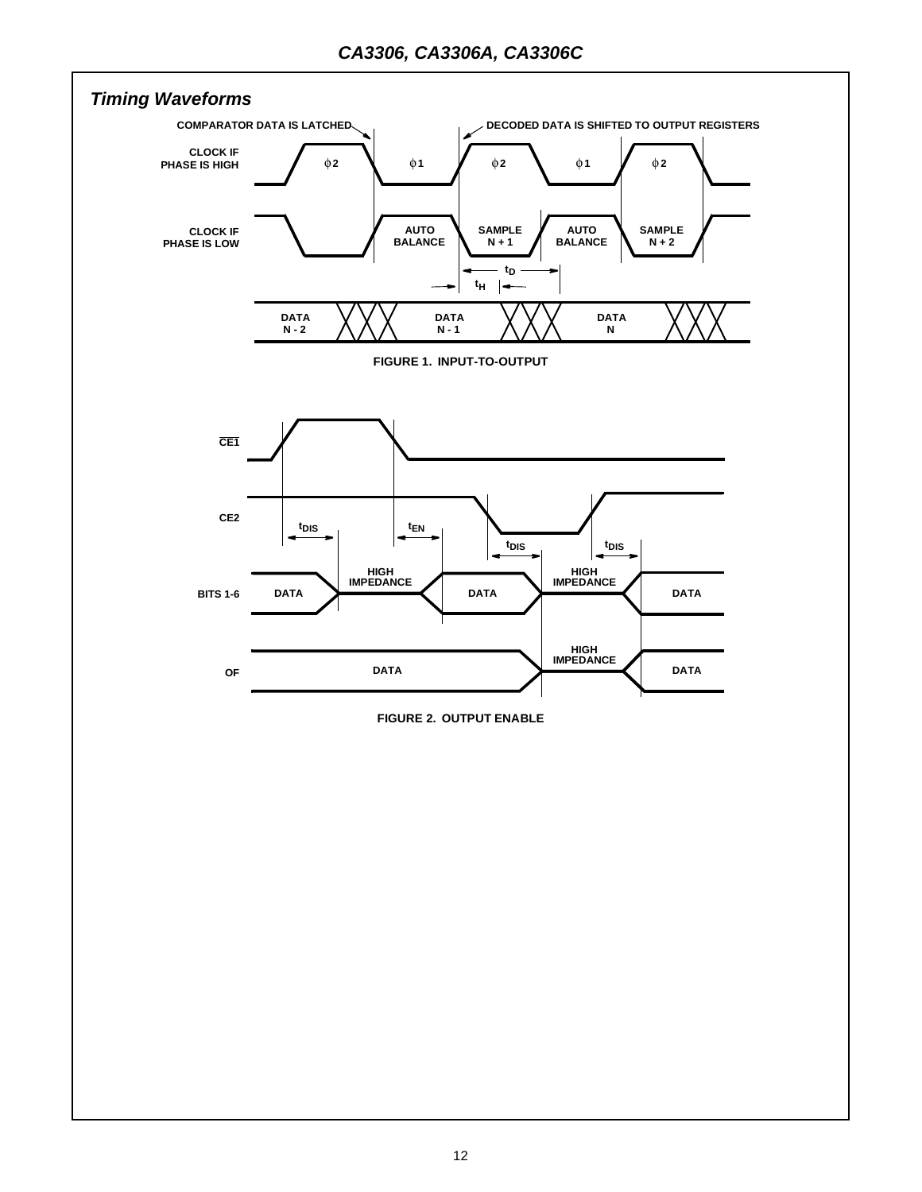## *Timing Waveforms*

COMPARATOR DATA IS LATCHED

DECODED DATA IS SHIFTED TO OUTPUT REGISTERS

CLOCK IF PHASE IS HIGH

φ2 φ1 φ2 φ1 φ2

CLOCK IF PHASE IS LOW

AUTO BALANCE   SAMPLE N + 1   AUTO BALANCE   SAMPLE N + 2

$t_D$

$t_H$

DATA N - 2   DATA N - 1   DATA N

FIGURE 1. INPUT-TO-OUTPUT

$\overline{CE1}$

CE2

$t_{DIS}$ $t_{EN}$ $t_{DIS}$ $t_{DIS}$

BITS 1-6: DATA   HIGH IMPEDANCE   DATA   HIGH IMPEDANCE   DATA

OF: DATA   HIGH IMPEDANCE   DATA

FIGURE 2. OUTPUT ENABLE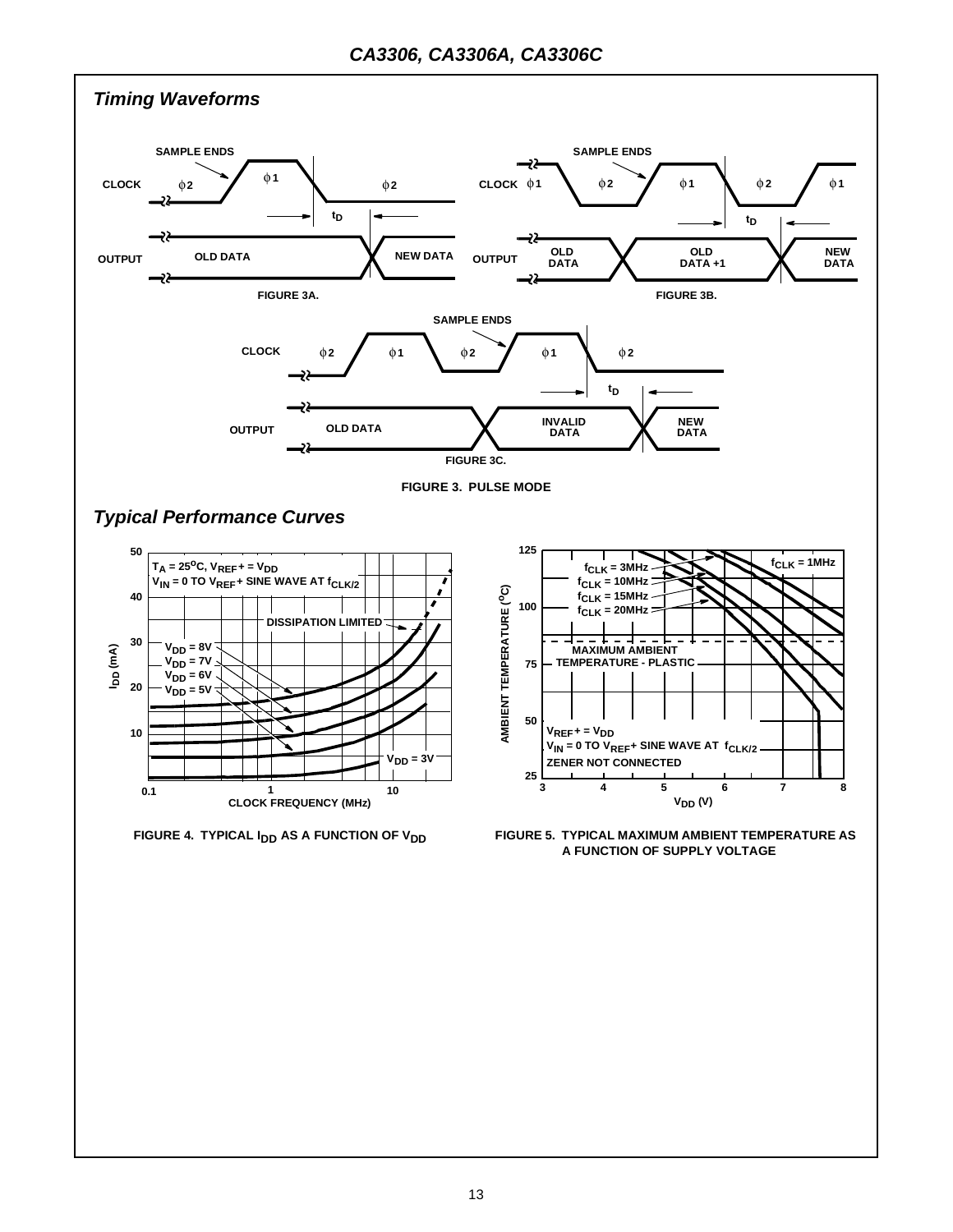## Timing Waveforms

FIGURE 3A.

FIGURE 3B.

FIGURE 3C.

FIGURE 3. PULSE MODE

## Typical Performance Curves

FIGURE 4. TYPICAL $I_{DD}$ AS A FUNCTION OF $V_{DD}$

FIGURE 5. TYPICAL MAXIMUM AMBIENT TEMPERATURE AS A FUNCTION OF SUPPLY VOLTAGE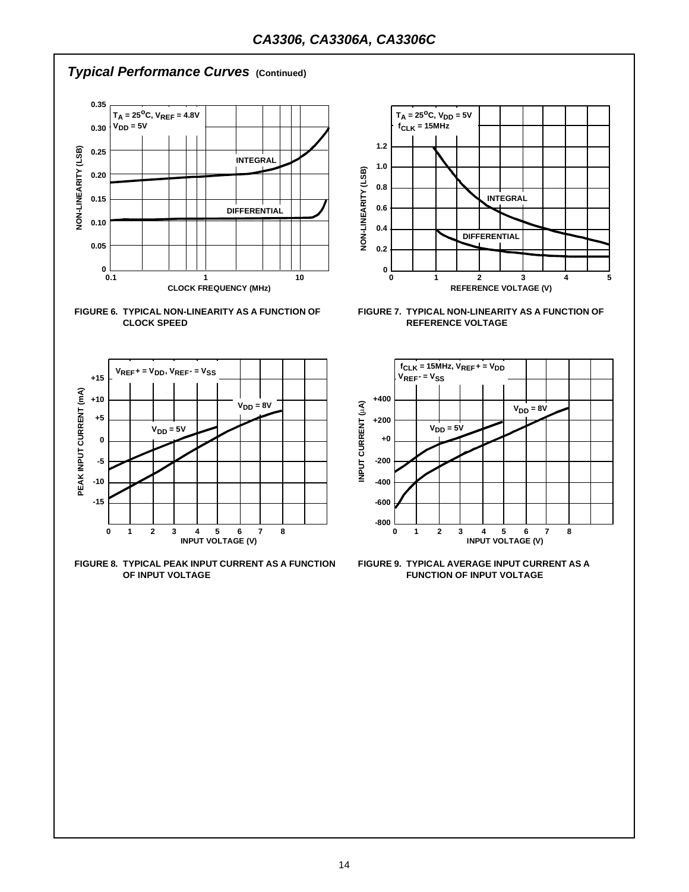## *Typical Performance Curves* (Continued)

FIGURE 6. TYPICAL NON-LINEARITY AS A FUNCTION OF CLOCK SPEED

FIGURE 7. TYPICAL NON-LINEARITY AS A FUNCTION OF REFERENCE VOLTAGE

FIGURE 8. TYPICAL PEAK INPUT CURRENT AS A FUNCTION OF INPUT VOLTAGE

FIGURE 9. TYPICAL AVERAGE INPUT CURRENT AS A FUNCTION OF INPUT VOLTAGE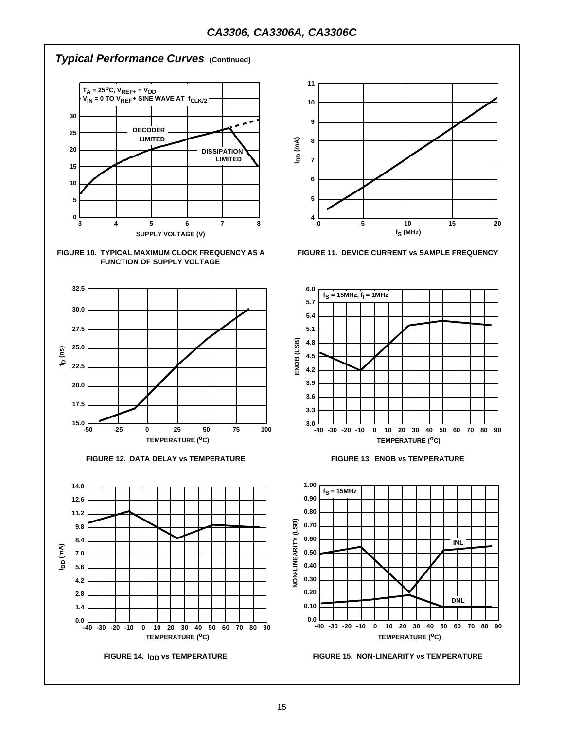## Typical Performance Curves (Continued)

$T_A = 25^oC$, $V_{REF+} = V_{DD}$
$V_{IN} = 0$ TO $V_{REF+}$ SINE WAVE AT $f_{CLK/2}$

DECODER LIMITED

DISSIPATION LIMITED

SUPPLY VOLTAGE (V)

FIGURE 10. TYPICAL MAXIMUM CLOCK FREQUENCY AS A FUNCTION OF SUPPLY VOLTAGE

$I_{DD}$ (mA)

$f_S$ (MHz)

FIGURE 11. DEVICE CURRENT vs SAMPLE FREQUENCY

$t_D$ (ns)

TEMPERATURE ($^oC$)

FIGURE 12. DATA DELAY vs TEMPERATURE

$f_S = 15MHz$, $f_I = 1MHz$

ENOB (LSB)

TEMPERATURE ($^oC$)

FIGURE 13. ENOB vs TEMPERATURE

$I_{DD}$ (mA)

TEMPERATURE ($^oC$)

FIGURE 14. $I_{DD}$ vs TEMPERATURE

$f_S = 15MHz$

NON-LINEARITY (LSB)

INL

DNL

TEMPERATURE ($^oC$)

FIGURE 15. NON-LINEARITY vs TEMPERATURE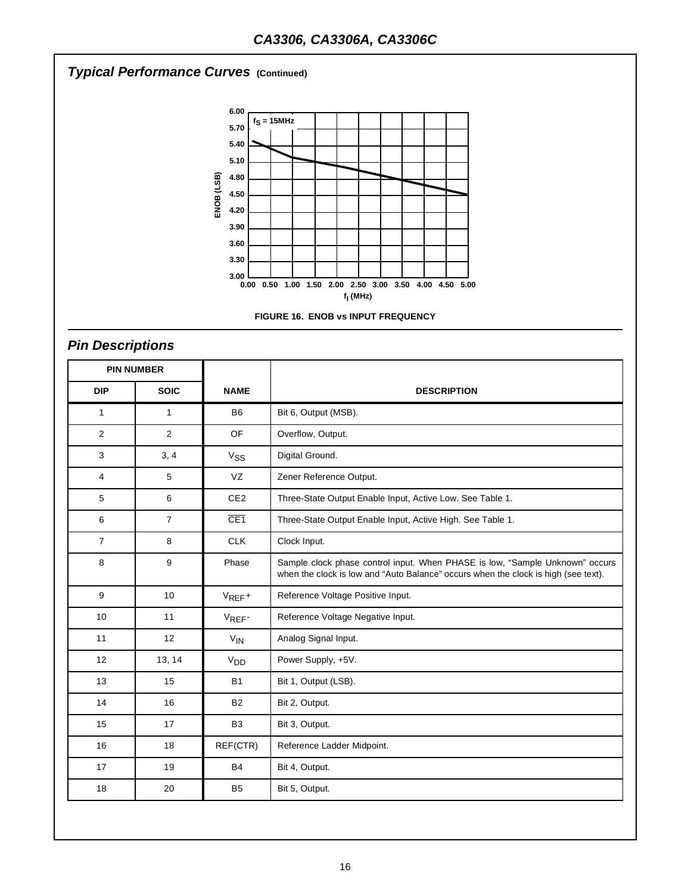## Typical Performance Curves (Continued)

FIGURE 16. ENOB vs INPUT FREQUENCY

## Pin Descriptions

| PIN NUMBER | | | |
|---|---|---|---|
| DIP | SOIC | NAME | DESCRIPTION |
| 1 | 1 | B6 | Bit 6, Output (MSB). |
| 2 | 2 | OF | Overflow, Output. |
| 3 | 3, 4 | $V_{SS}$ | Digital Ground. |
| 4 | 5 | VZ | Zener Reference Output. |
| 5 | 6 | CE2 | Three-State Output Enable Input, Active Low. See Table 1. |
| 6 | 7 | $\overline{CE1}$ | Three-State Output Enable Input, Active High. See Table 1. |
| 7 | 8 | CLK | Clock Input. |
| 8 | 9 | Phase | Sample clock phase control input. When PHASE is low, "Sample Unknown" occurs when the clock is low and "Auto Balance" occurs when the clock is high (see text). |
| 9 | 10 | $V_{REF}+$ | Reference Voltage Positive Input. |
| 10 | 11 | $V_{REF}-$ | Reference Voltage Negative Input. |
| 11 | 12 | $V_{IN}$ | Analog Signal Input. |
| 12 | 13, 14 | $V_{DD}$ | Power Supply, +5V. |
| 13 | 15 | B1 | Bit 1, Output (LSB). |
| 14 | 16 | B2 | Bit 2, Output. |
| 15 | 17 | B3 | Bit 3, Output. |
| 16 | 18 | REF(CTR) | Reference Ladder Midpoint. |
| 17 | 19 | B4 | Bit 4, Output. |
| 18 | 20 | B5 | Bit 5, Output. |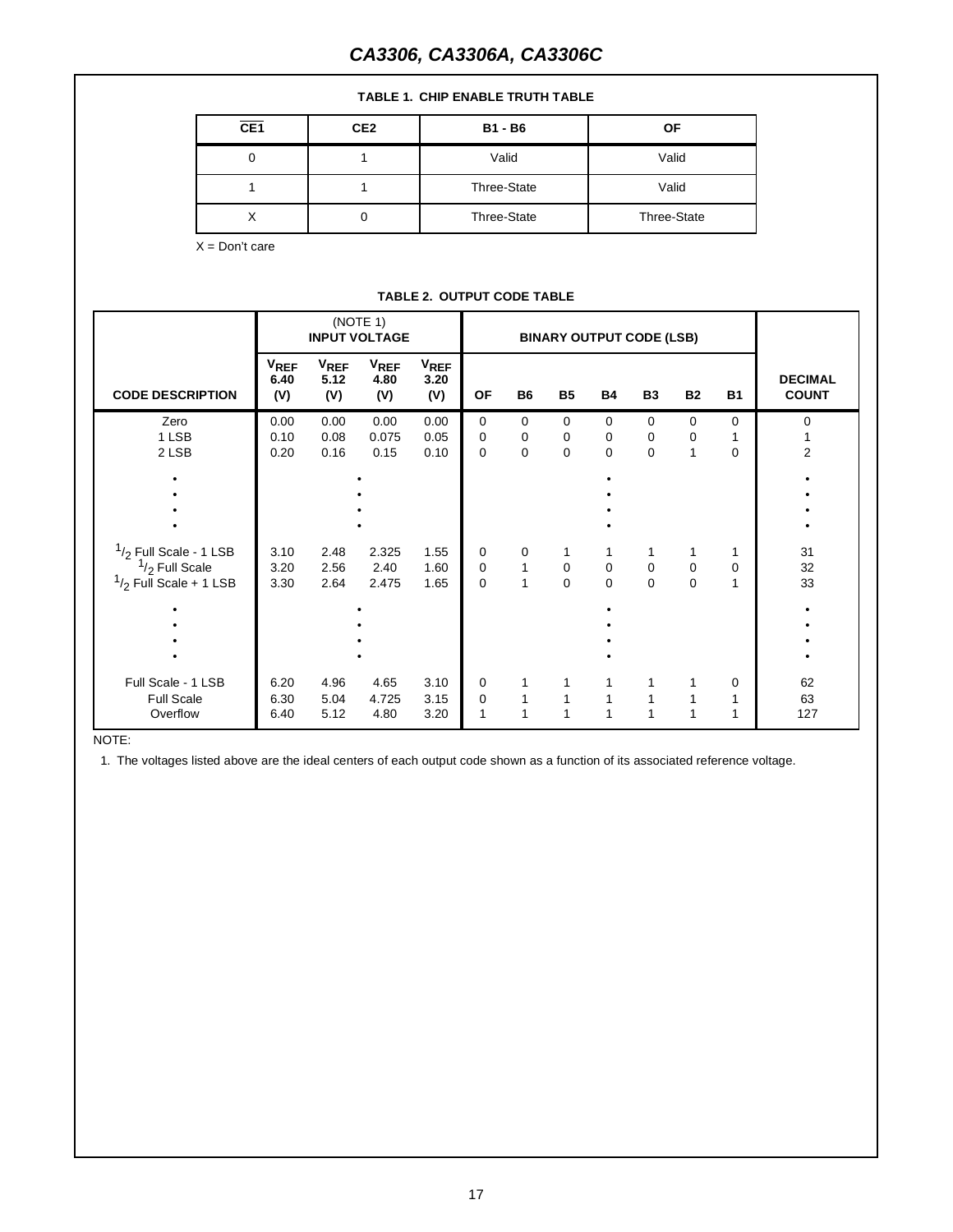**TABLE 1. CHIP ENABLE TRUTH TABLE**

| $\overline{CE1}$ | CE2 | B1 - B6 | OF |
|---|---|---|---|
| 0 | 1 | Valid | Valid |
| 1 | 1 | Three-State | Valid |
| X | 0 | Three-State | Three-State |

X = Don't care

**TABLE 2. OUTPUT CODE TABLE**

| | (NOTE 1) INPUT VOLTAGE | | | | BINARY OUTPUT CODE (LSB) | | | | | | | |
|---|---|---|---|---|---|---|---|---|---|---|---|---|
| **CODE DESCRIPTION** | $V_{REF}$ 6.40 (V) | $V_{REF}$ 5.12 (V) | $V_{REF}$ 4.80 (V) | $V_{REF}$ 3.20 (V) | **OF** | **B6** | **B5** | **B4** | **B3** | **B2** | **B1** | **DECIMAL COUNT** |
| Zero | 0.00 | 0.00 | 0.00 | 0.00 | 0 | 0 | 0 | 0 | 0 | 0 | 0 | 0 |
| 1 LSB | 0.10 | 0.08 | 0.075 | 0.05 | 0 | 0 | 0 | 0 | 0 | 0 | 1 | 1 |
| 2 LSB | 0.20 | 0.16 | 0.15 | 0.10 | 0 | 0 | 0 | 0 | 0 | 1 | 0 | 2 |
| • | | • | | | | | | • | | | | • |
| • | | • | | | | | | • | | | | • |
| • | | • | | | | | | • | | | | • |
| • | | • | | | | | | • | | | | • |
| 1/2 Full Scale - 1 LSB | 3.10 | 2.48 | 2.325 | 1.55 | 0 | 0 | 1 | 1 | 1 | 1 | 1 | 31 |
| 1/2 Full Scale | 3.20 | 2.56 | 2.40 | 1.60 | 0 | 1 | 0 | 0 | 0 | 0 | 0 | 32 |
| 1/2 Full Scale + 1 LSB | 3.30 | 2.64 | 2.475 | 1.65 | 0 | 1 | 0 | 0 | 0 | 0 | 1 | 33 |
| • | | • | | | | | | • | | | | • |
| • | | • | | | | | | • | | | | • |
| • | | • | | | | | | • | | | | • |
| • | | • | | | | | | • | | | | • |
| Full Scale - 1 LSB | 6.20 | 4.96 | 4.65 | 3.10 | 0 | 1 | 1 | 1 | 1 | 1 | 0 | 62 |
| Full Scale | 6.30 | 5.04 | 4.725 | 3.15 | 0 | 1 | 1 | 1 | 1 | 1 | 1 | 63 |
| Overflow | 6.40 | 5.12 | 4.80 | 3.20 | 1 | 1 | 1 | 1 | 1 | 1 | 1 | 127 |

NOTE:

1. The voltages listed above are the ideal centers of each output code shown as a function of its associated reference voltage.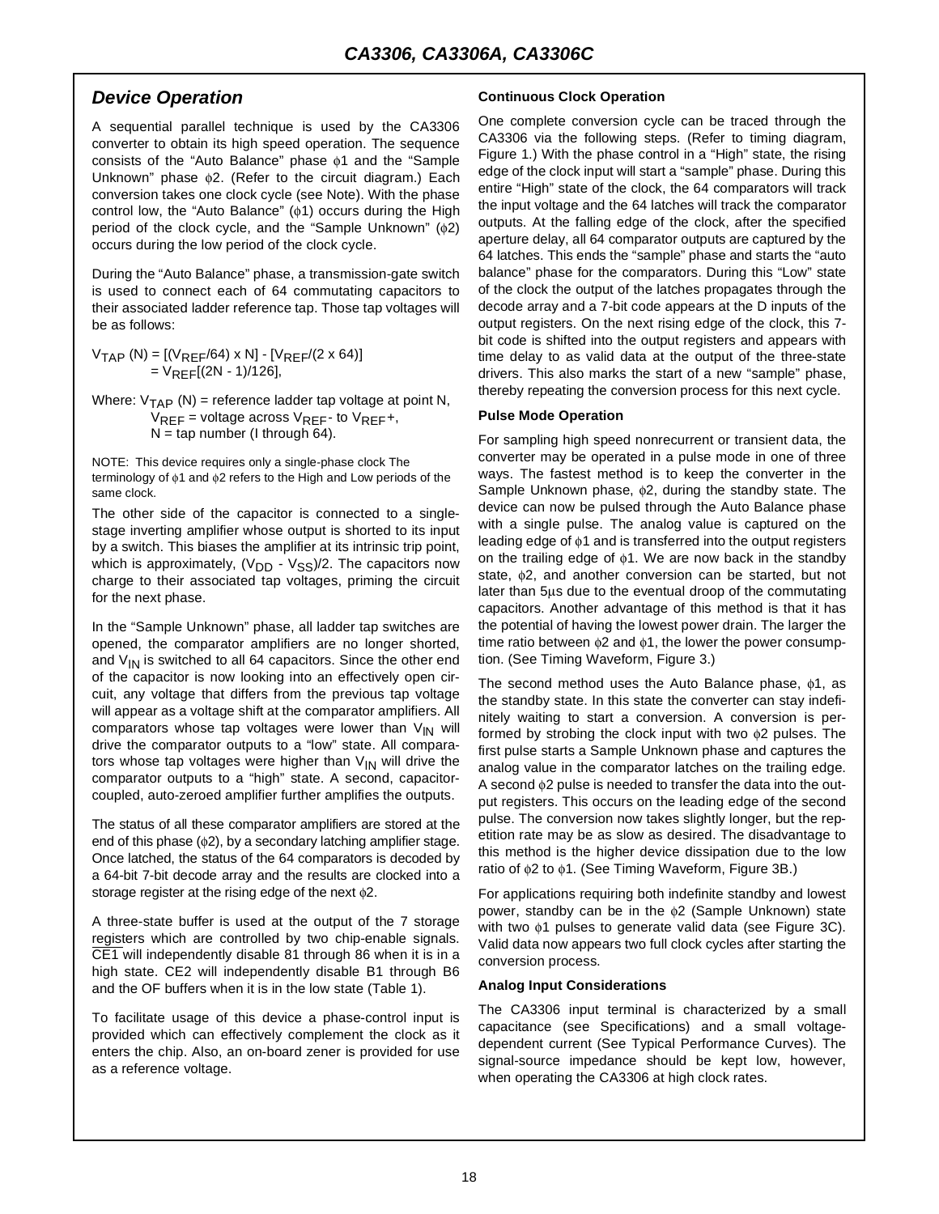## Device Operation

A sequential parallel technique is used by the CA3306 converter to obtain its high speed operation. The sequence consists of the "Auto Balance" phase $\phi 1$ and the "Sample Unknown" phase $\phi 2$. (Refer to the circuit diagram.) Each conversion takes one clock cycle (see Note). With the phase control low, the "Auto Balance" ($\phi 1$) occurs during the High period of the clock cycle, and the "Sample Unknown" ($\phi 2$) occurs during the low period of the clock cycle.

During the "Auto Balance" phase, a transmission-gate switch is used to connect each of 64 commutating capacitors to their associated ladder reference tap. Those tap voltages will be as follows:

$$V_{TAP}(N) = [(V_{REF}/64) \times N] - [V_{REF}/(2 \times 64)]$$
$$= V_{REF}[(2N - 1)/126],$$

Where: $V_{TAP}(N)$ = reference ladder tap voltage at point N,
$V_{REF}$ = voltage across $V_{REF}$- to $V_{REF}$+,
N = tap number (I through 64).

NOTE: This device requires only a single-phase clock The terminology of $\phi 1$ and $\phi 2$ refers to the High and Low periods of the same clock.

The other side of the capacitor is connected to a single-stage inverting amplifier whose output is shorted to its input by a switch. This biases the amplifier at its intrinsic trip point, which is approximately, $(V_{DD} - V_{SS})/2$. The capacitors now charge to their associated tap voltages, priming the circuit for the next phase.

In the "Sample Unknown" phase, all ladder tap switches are opened, the comparator amplifiers are no longer shorted, and $V_{IN}$ is switched to all 64 capacitors. Since the other end of the capacitor is now looking into an effectively open circuit, any voltage that differs from the previous tap voltage will appear as a voltage shift at the comparator amplifiers. All comparators whose tap voltages were lower than $V_{IN}$ will drive the comparator outputs to a "low" state. All comparators whose tap voltages were higher than $V_{IN}$ will drive the comparator outputs to a "high" state. A second, capacitor-coupled, auto-zeroed amplifier further amplifies the outputs.

The status of all these comparator amplifiers are stored at the end of this phase ($\phi 2$), by a secondary latching amplifier stage. Once latched, the status of the 64 comparators is decoded by a 64-bit 7-bit decode array and the results are clocked into a storage register at the rising edge of the next $\phi 2$.

A three-state buffer is used at the output of the 7 storage registers which are controlled by two chip-enable signals. $\overline{CE1}$ will independently disable 81 through 86 when it is in a high state. CE2 will independently disable B1 through B6 and the OF buffers when it is in the low state (Table 1).

To facilitate usage of this device a phase-control input is provided which can effectively complement the clock as it enters the chip. Also, an on-board zener is provided for use as a reference voltage.

#### Continuous Clock Operation

One complete conversion cycle can be traced through the CA3306 via the following steps. (Refer to timing diagram, Figure 1.) With the phase control in a "High" state, the rising edge of the clock input will start a "sample" phase. During this entire "High" state of the clock, the 64 comparators will track the input voltage and the 64 latches will track the comparator outputs. At the falling edge of the clock, after the specified aperture delay, all 64 comparator outputs are captured by the 64 latches. This ends the "sample" phase and starts the "auto balance" phase for the comparators. During this "Low" state of the clock the output of the latches propagates through the decode array and a 7-bit code appears at the D inputs of the output registers. On the next rising edge of the clock, this 7-bit code is shifted into the output registers and appears with time delay to as valid data at the output of the three-state drivers. This also marks the start of a new "sample" phase, thereby repeating the conversion process for this next cycle.

#### Pulse Mode Operation

For sampling high speed nonrecurrent or transient data, the converter may be operated in a pulse mode in one of three ways. The fastest method is to keep the converter in the Sample Unknown phase, $\phi 2$, during the standby state. The device can now be pulsed through the Auto Balance phase with a single pulse. The analog value is captured on the leading edge of $\phi 1$ and is transferred into the output registers on the trailing edge of $\phi 1$. We are now back in the standby state, $\phi 2$, and another conversion can be started, but not later than 5µs due to the eventual droop of the commutating capacitors. Another advantage of this method is that it has the potential of having the lowest power drain. The larger the time ratio between $\phi 2$ and $\phi 1$, the lower the power consumption. (See Timing Waveform, Figure 3.)

The second method uses the Auto Balance phase, $\phi 1$, as the standby state. In this state the converter can stay indefinitely waiting to start a conversion. A conversion is performed by strobing the clock input with two $\phi 2$ pulses. The first pulse starts a Sample Unknown phase and captures the analog value in the comparator latches on the trailing edge. A second $\phi 2$ pulse is needed to transfer the data into the output registers. This occurs on the leading edge of the second pulse. The conversion now takes slightly longer, but the repetition rate may be as slow as desired. The disadvantage to this method is the higher device dissipation due to the low ratio of $\phi 2$ to $\phi 1$. (See Timing Waveform, Figure 3B.)

For applications requiring both indefinite standby and lowest power, standby can be in the $\phi 2$ (Sample Unknown) state with two $\phi 1$ pulses to generate valid data (see Figure 3C). Valid data now appears two full clock cycles after starting the conversion process.

#### Analog Input Considerations

The CA3306 input terminal is characterized by a small capacitance (see Specifications) and a small voltage-dependent current (See Typical Performance Curves). The signal-source impedance should be kept low, however, when operating the CA3306 at high clock rates.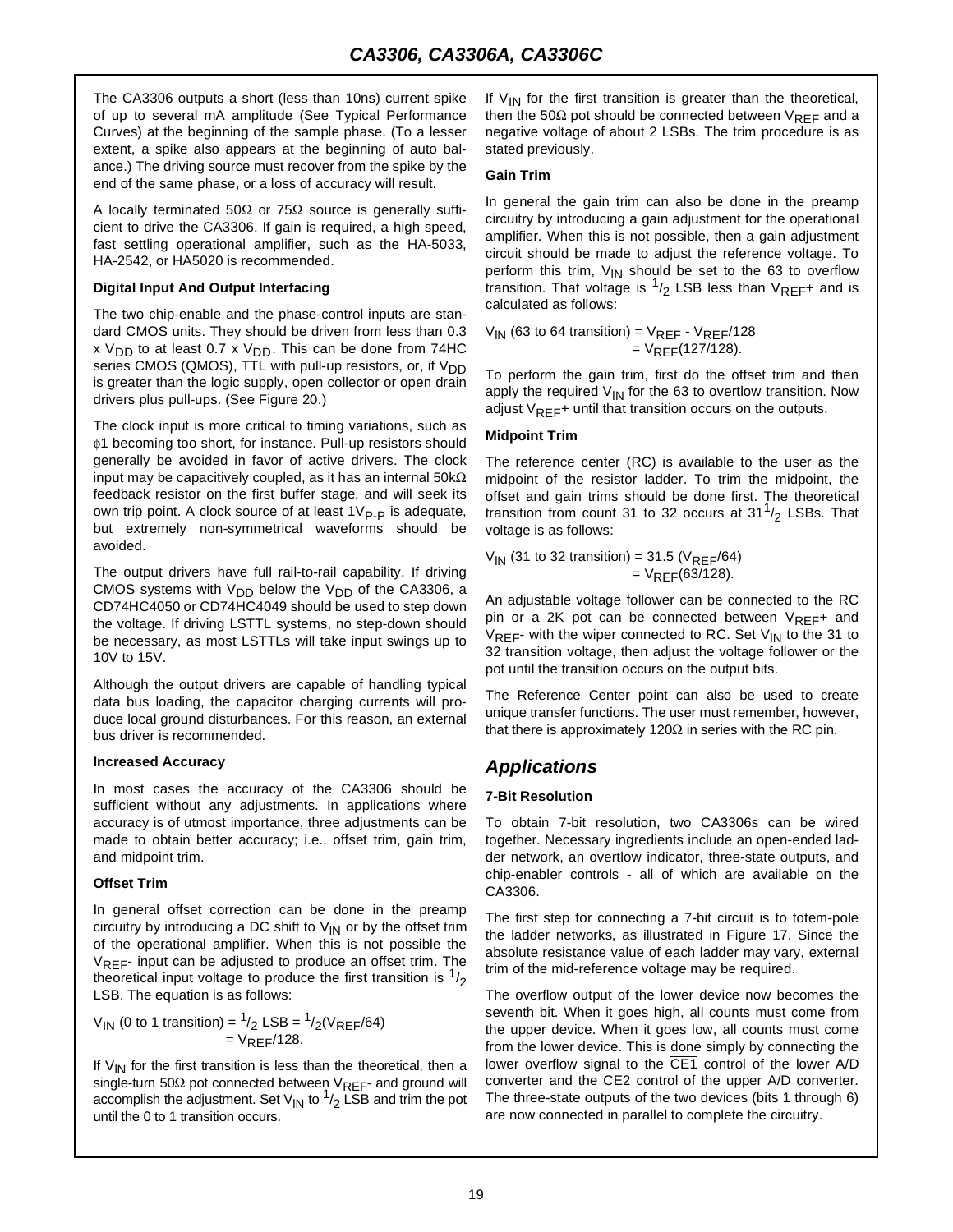The CA3306 outputs a short (less than 10ns) current spike of up to several mA amplitude (See Typical Performance Curves) at the beginning of the sample phase. (To a lesser extent, a spike also appears at the beginning of auto balance.) The driving source must recover from the spike by the end of the same phase, or a loss of accuracy will result.

A locally terminated 50Ω or 75Ω source is generally sufficient to drive the CA3306. If gain is required, a high speed, fast settling operational amplifier, such as the HA-5033, HA-2542, or HA5020 is recommended.

**Digital Input And Output Interfacing**

The two chip-enable and the phase-control inputs are standard CMOS units. They should be driven from less than 0.3 x $V_{DD}$ to at least 0.7 x $V_{DD}$. This can be done from 74HC series CMOS (QMOS), TTL with pull-up resistors, or, if $V_{DD}$ is greater than the logic supply, open collector or open drain drivers plus pull-ups. (See Figure 20.)

The clock input is more critical to timing variations, such as $\phi$1 becoming too short, for instance. Pull-up resistors should generally be avoided in favor of active drivers. The clock input may be capacitively coupled, as it has an internal 50kΩ feedback resistor on the first buffer stage, and will seek its own trip point. A clock source of at least $1V_{P-P}$ is adequate, but extremely non-symmetrical waveforms should be avoided.

The output drivers have full rail-to-rail capability. If driving CMOS systems with $V_{DD}$ below the $V_{DD}$ of the CA3306, a CD74HC4050 or CD74HC4049 should be used to step down the voltage. If driving LSTTL systems, no step-down should be necessary, as most LSTTLs will take input swings up to 10V to 15V.

Although the output drivers are capable of handling typical data bus loading, the capacitor charging currents will produce local ground disturbances. For this reason, an external bus driver is recommended.

**Increased Accuracy**

In most cases the accuracy of the CA3306 should be sufficient without any adjustments. In applications where accuracy is of utmost importance, three adjustments can be made to obtain better accuracy; i.e., offset trim, gain trim, and midpoint trim.

**Offset Trim**

In general offset correction can be done in the preamp circuitry by introducing a DC shift to $V_{IN}$ or by the offset trim of the operational amplifier. When this is not possible the $V_{REF}$- input can be adjusted to produce an offset trim. The theoretical input voltage to produce the first transition is $^1/_2$ LSB. The equation is as follows:

$$V_{IN}\text{ (0 to 1 transition)} = {}^1/_2\text{ LSB} = {}^1/_2(V_{REF}/64) = V_{REF}/128.$$

If $V_{IN}$ for the first transition is less than the theoretical, then a single-turn 50Ω pot connected between $V_{REF}$- and ground will accomplish the adjustment. Set $V_{IN}$ to $^1/_2$ LSB and trim the pot until the 0 to 1 transition occurs.

If $V_{IN}$ for the first transition is greater than the theoretical, then the 50Ω pot should be connected between $V_{REF}$ and a negative voltage of about 2 LSBs. The trim procedure is as stated previously.

**Gain Trim**

In general the gain trim can also be done in the preamp circuitry by introducing a gain adjustment for the operational amplifier. When this is not possible, then a gain adjustment circuit should be made to adjust the reference voltage. To perform this trim, $V_{IN}$ should be set to the 63 to overflow transition. That voltage is $^1/_2$ LSB less than $V_{REF}$+ and is calculated as follows:

$$V_{IN}\text{ (63 to 64 transition)} = V_{REF} - V_{REF}/128 = V_{REF}(127/128).$$

To perform the gain trim, first do the offset trim and then apply the required $V_{IN}$ for the 63 to overtlow transition. Now adjust $V_{REF}$+ until that transition occurs on the outputs.

**Midpoint Trim**

The reference center (RC) is available to the user as the midpoint of the resistor ladder. To trim the midpoint, the offset and gain trims should be done first. The theoretical transition from count 31 to 32 occurs at $31^1/_2$ LSBs. That voltage is as follows:

$$V_{IN}\text{ (31 to 32 transition)} = 31.5\ (V_{REF}/64) = V_{REF}(63/128).$$

An adjustable voltage follower can be connected to the RC pin or a 2K pot can be connected between $V_{REF}$+ and $V_{REF}$- with the wiper connected to RC. Set $V_{IN}$ to the 31 to 32 transition voltage, then adjust the voltage follower or the pot until the transition occurs on the output bits.

The Reference Center point can also be used to create unique transfer functions. The user must remember, however, that there is approximately 120Ω in series with the RC pin.

## *Applications*

**7-Bit Resolution**

To obtain 7-bit resolution, two CA3306s can be wired together. Necessary ingredients include an open-ended ladder network, an overtlow indicator, three-state outputs, and chip-enabler controls - all of which are available on the CA3306.

The first step for connecting a 7-bit circuit is to totem-pole the ladder networks, as illustrated in Figure 17. Since the absolute resistance value of each ladder may vary, external trim of the mid-reference voltage may be required.

The overflow output of the lower device now becomes the seventh bit. When it goes high, all counts must come from the upper device. When it goes low, all counts must come from the lower device. This is done simply by connecting the lower overflow signal to the $\overline{CE1}$ control of the lower A/D converter and the CE2 control of the upper A/D converter. The three-state outputs of the two devices (bits 1 through 6) are now connected in parallel to complete the circuitry.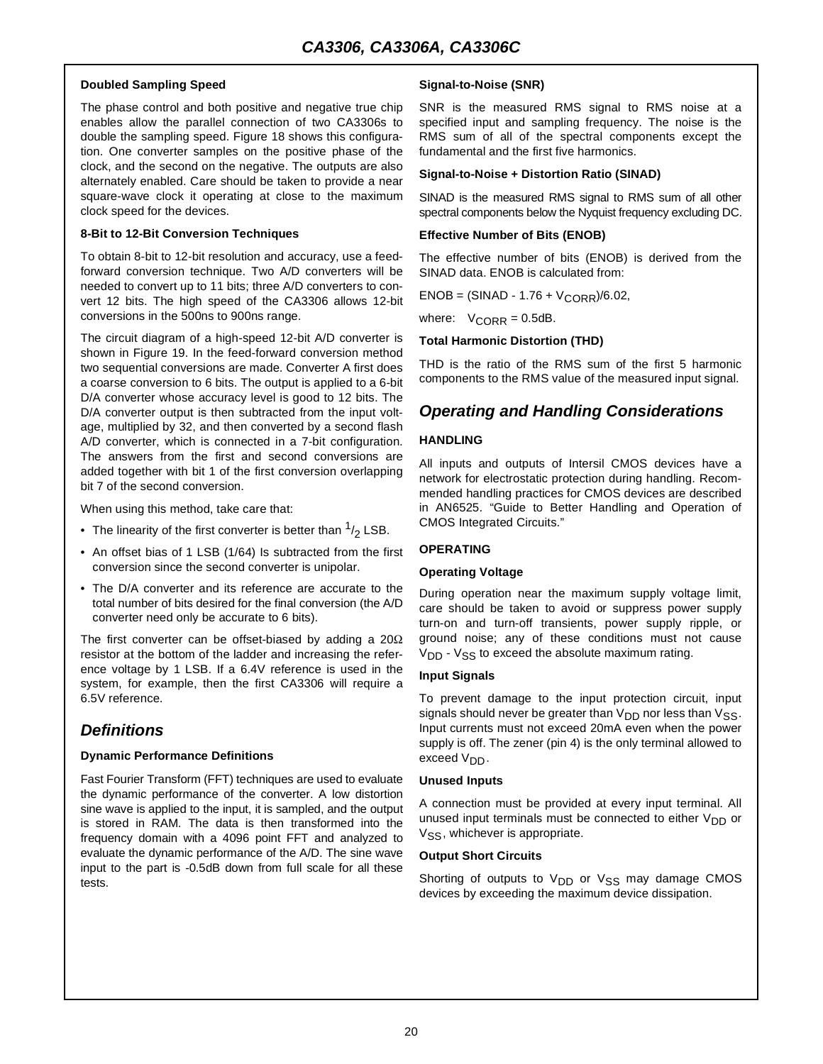### Doubled Sampling Speed

The phase control and both positive and negative true chip enables allow the parallel connection of two CA3306s to double the sampling speed. Figure 18 shows this configuration. One converter samples on the positive phase of the clock, and the second on the negative. The outputs are also alternately enabled. Care should be taken to provide a near square-wave clock it operating at close to the maximum clock speed for the devices.

### 8-Bit to 12-Bit Conversion Techniques

To obtain 8-bit to 12-bit resolution and accuracy, use a feed-forward conversion technique. Two A/D converters will be needed to convert up to 11 bits; three A/D converters to convert 12 bits. The high speed of the CA3306 allows 12-bit conversions in the 500ns to 900ns range.

The circuit diagram of a high-speed 12-bit A/D converter is shown in Figure 19. In the feed-forward conversion method two sequential conversions are made. Converter A first does a coarse conversion to 6 bits. The output is applied to a 6-bit D/A converter whose accuracy level is good to 12 bits. The D/A converter output is then subtracted from the input voltage, multiplied by 32, and then converted by a second flash A/D converter, which is connected in a 7-bit configuration. The answers from the first and second conversions are added together with bit 1 of the first conversion overlapping bit 7 of the second conversion.

When using this method, take care that:

- The linearity of the first converter is better than $^1/_2$ LSB.
- An offset bias of 1 LSB (1/64) Is subtracted from the first conversion since the second converter is unipolar.
- The D/A converter and its reference are accurate to the total number of bits desired for the final conversion (the A/D converter need only be accurate to 6 bits).

The first converter can be offset-biased by adding a 20Ω resistor at the bottom of the ladder and increasing the reference voltage by 1 LSB. If a 6.4V reference is used in the system, for example, then the first CA3306 will require a 6.5V reference.

## Definitions

### Dynamic Performance Definitions

Fast Fourier Transform (FFT) techniques are used to evaluate the dynamic performance of the converter. A low distortion sine wave is applied to the input, it is sampled, and the output is stored in RAM. The data is then transformed into the frequency domain with a 4096 point FFT and analyzed to evaluate the dynamic performance of the A/D. The sine wave input to the part is -0.5dB down from full scale for all these tests.

### Signal-to-Noise (SNR)

SNR is the measured RMS signal to RMS noise at a specified input and sampling frequency. The noise is the RMS sum of all of the spectral components except the fundamental and the first five harmonics.

### Signal-to-Noise + Distortion Ratio (SINAD)

SINAD is the measured RMS signal to RMS sum of all other spectral components below the Nyquist frequency excluding DC.

### Effective Number of Bits (ENOB)

The effective number of bits (ENOB) is derived from the SINAD data. ENOB is calculated from:

$$ENOB = (SINAD - 1.76 + V_{CORR})/6.02,$$

where: $V_{CORR} = 0.5dB$.

### Total Harmonic Distortion (THD)

THD is the ratio of the RMS sum of the first 5 harmonic components to the RMS value of the measured input signal.

## Operating and Handling Considerations

### HANDLING

All inputs and outputs of Intersil CMOS devices have a network for electrostatic protection during handling. Recommended handling practices for CMOS devices are described in AN6525. "Guide to Better Handling and Operation of CMOS Integrated Circuits."

### OPERATING

#### Operating Voltage

During operation near the maximum supply voltage limit, care should be taken to avoid or suppress power supply turn-on and turn-off transients, power supply ripple, or ground noise; any of these conditions must not cause $V_{DD}$ - $V_{SS}$ to exceed the absolute maximum rating.

#### Input Signals

To prevent damage to the input protection circuit, input signals should never be greater than $V_{DD}$ nor less than $V_{SS}$. Input currents must not exceed 20mA even when the power supply is off. The zener (pin 4) is the only terminal allowed to exceed $V_{DD}$.

#### Unused Inputs

A connection must be provided at every input terminal. All unused input terminals must be connected to either $V_{DD}$ or $V_{SS}$, whichever is appropriate.

#### Output Short Circuits

Shorting of outputs to $V_{DD}$ or $V_{SS}$ may damage CMOS devices by exceeding the maximum device dissipation.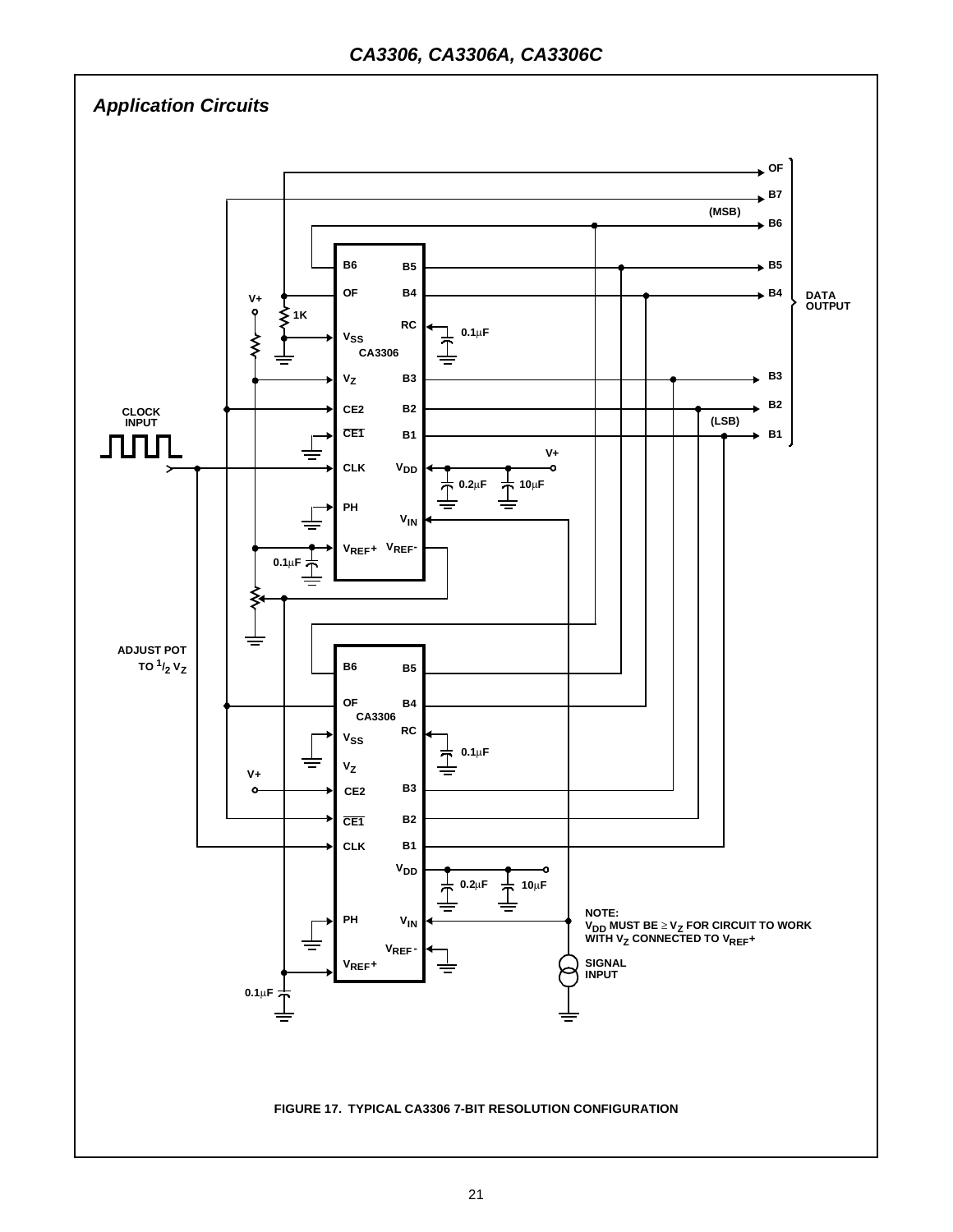## *Application Circuits*

FIGURE 17. TYPICAL CA3306 7-BIT RESOLUTION CONFIGURATION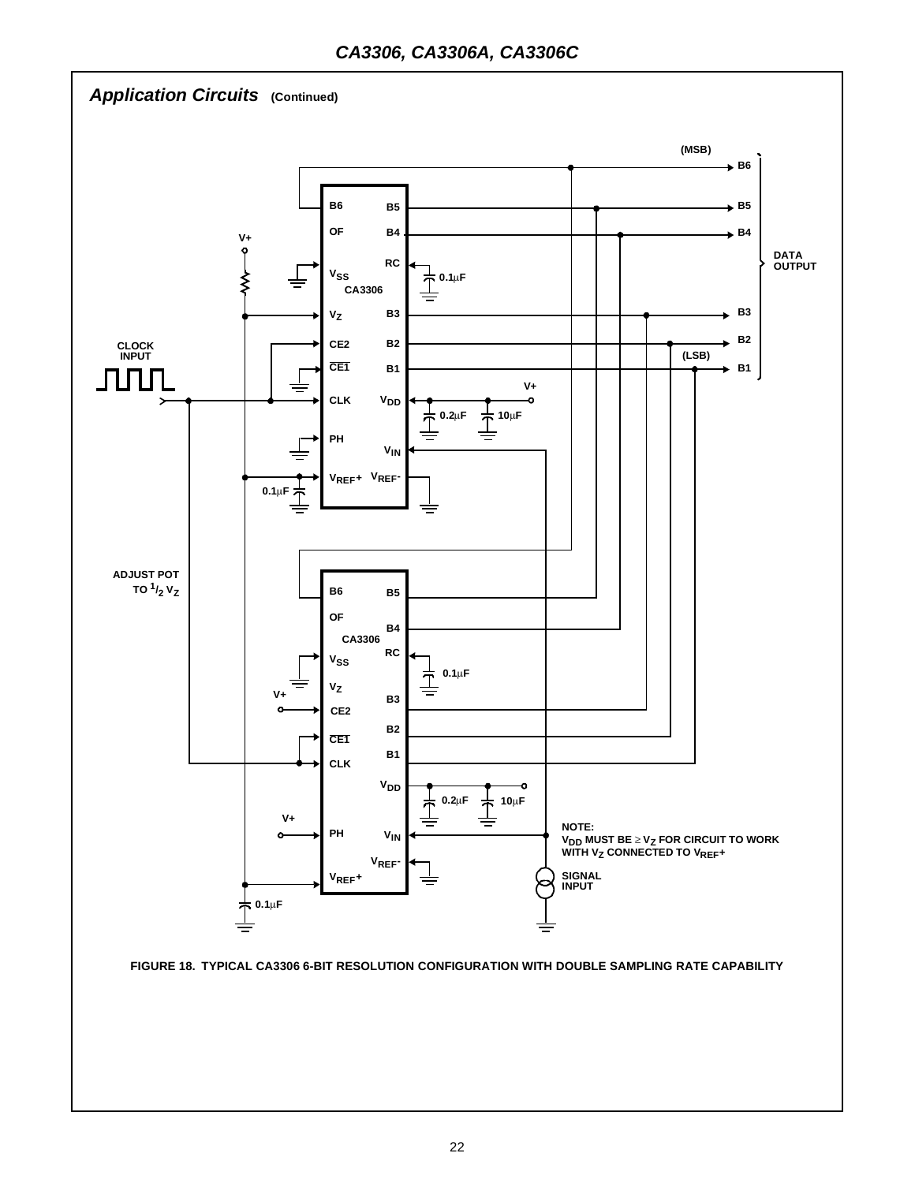## Application Circuits (Continued)

ADJUST POT TO $^1/_2$ $V_Z$

CLOCK INPUT

DATA OUTPUT

NOTE:
$V_{DD}$ MUST BE ≥ $V_Z$ FOR CIRCUIT TO WORK WITH $V_Z$ CONNECTED TO $V_{REF}$+

SIGNAL INPUT

FIGURE 18. TYPICAL CA3306 6-BIT RESOLUTION CONFIGURATION WITH DOUBLE SAMPLING RATE CAPABILITY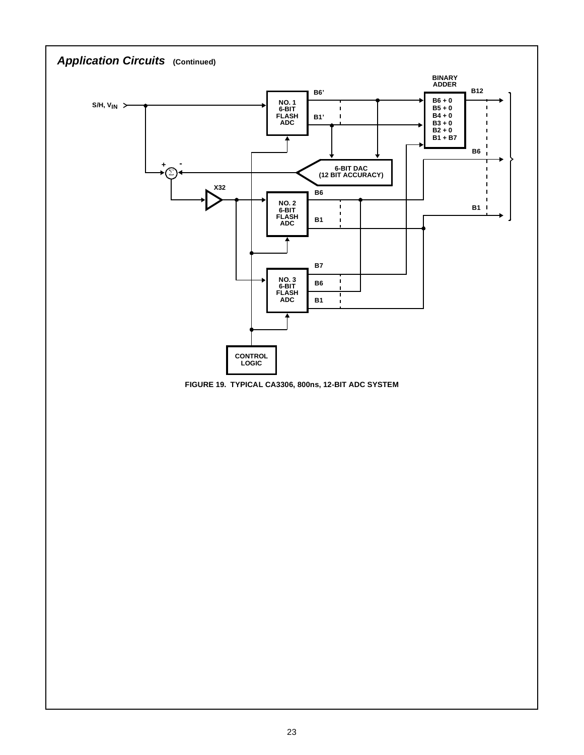## *Application Circuits* (Continued)

FIGURE 19. TYPICAL CA3306, 800ns, 12-BIT ADC SYSTEM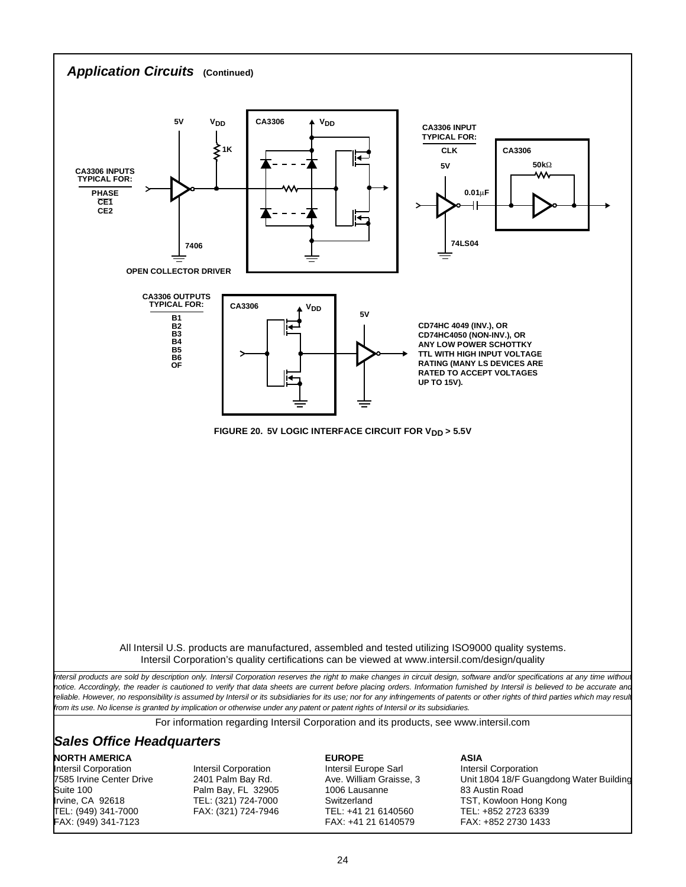## Application Circuits (Continued)

5V

$V_{DD}$

1K

CA3306

$V_{DD}$

CA3306 INPUTS TYPICAL FOR:

PHASE

$\overline{CE1}$

CE2

7406

OPEN COLLECTOR DRIVER

CA3306 INPUT TYPICAL FOR:

CLK

5V

CA3306

50kΩ

0.01µF

74LS04

CA3306 OUTPUTS TYPICAL FOR:

B1
B2
B3
B4
B5
B6
OF

CA3306

$V_{DD}$

5V

CD74HC 4049 (INV.), OR CD74HC4050 (NON-INV.), OR ANY LOW POWER SCHOTTKY TTL WITH HIGH INPUT VOLTAGE RATING (MANY LS DEVICES ARE RATED TO ACCEPT VOLTAGES UP TO 15V).

FIGURE 20. 5V LOGIC INTERFACE CIRCUIT FOR $V_{DD}$ > 5.5V

All Intersil U.S. products are manufactured, assembled and tested utilizing ISO9000 quality systems.
Intersil Corporation's quality certifications can be viewed at www.intersil.com/design/quality

*Intersil products are sold by description only. Intersil Corporation reserves the right to make changes in circuit design, software and/or specifications at any time without notice. Accordingly, the reader is cautioned to verify that data sheets are current before placing orders. Information furnished by Intersil is believed to be accurate and reliable. However, no responsibility is assumed by Intersil or its subsidiaries for its use; nor for any infringements of patents or other rights of third parties which may result from its use. No license is granted by implication or otherwise under any patent or patent rights of Intersil or its subsidiaries.*

For information regarding Intersil Corporation and its products, see www.intersil.com

## Sales Office Headquarters

**NORTH AMERICA**
Intersil Corporation
7585 Irvine Center Drive
Suite 100
Irvine, CA 92618
TEL: (949) 341-7000
FAX: (949) 341-7123

Intersil Corporation
2401 Palm Bay Rd.
Palm Bay, FL 32905
TEL: (321) 724-7000
FAX: (321) 724-7946

**EUROPE**
Intersil Europe Sarl
Ave. William Graisse, 3
1006 Lausanne
Switzerland
TEL: +41 21 6140560
FAX: +41 21 6140579

**ASIA**
Intersil Corporation
Unit 1804 18/F Guangdong Water Building
83 Austin Road
TST, Kowloon Hong Kong
TEL: +852 2723 6339
FAX: +852 2730 1433